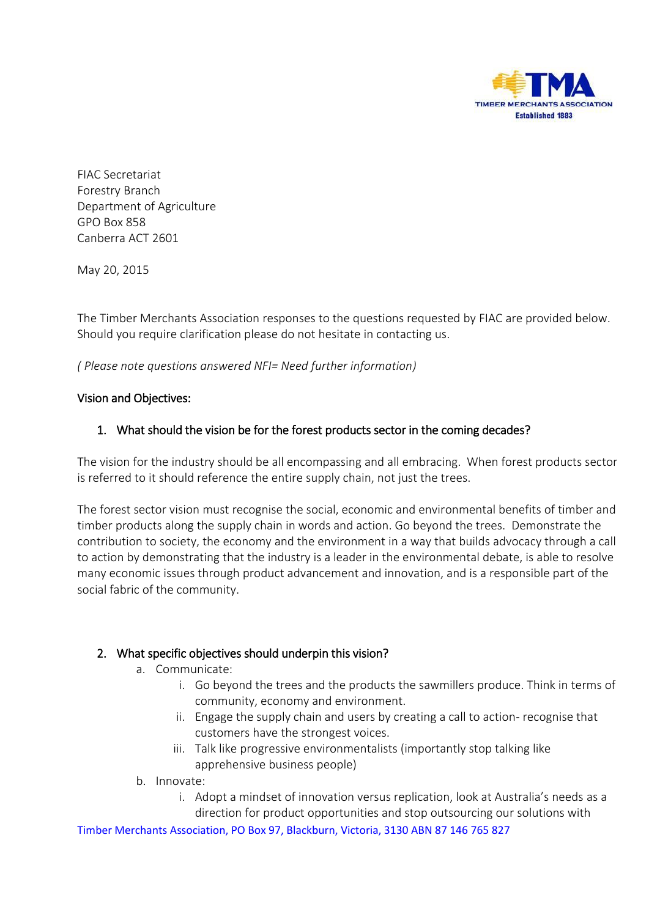FIAC Secretariat
Forestry Branch
Department of Agriculture
GPO Box 858
Canberra ACT 2601

May 20, 2015

The Timber Merchants Association responses to the questions requested by FIAC are provided below. Should you require clarification please do not hesitate in contacting us.

*( Please note questions answered NFI= Need further information)*

Vision and Objectives:

1. What should the vision be for the forest products sector in the coming decades?

The vision for the industry should be all encompassing and all embracing. When forest products sector is referred to it should reference the entire supply chain, not just the trees.

The forest sector vision must recognise the social, economic and environmental benefits of timber and timber products along the supply chain in words and action. Go beyond the trees. Demonstrate the contribution to society, the economy and the environment in a way that builds advocacy through a call to action by demonstrating that the industry is a leader in the environmental debate, is able to resolve many economic issues through product advancement and innovation, and is a responsible part of the social fabric of the community.

2. What specific objectives should underpin this vision?
   a. Communicate:
      i. Go beyond the trees and the products the sawmillers produce. Think in terms of community, economy and environment.
      ii. Engage the supply chain and users by creating a call to action- recognise that customers have the strongest voices.
      iii. Talk like progressive environmentalists (importantly stop talking like apprehensive business people)
   b. Innovate:
      i. Adopt a mindset of innovation versus replication, look at Australia's needs as a direction for product opportunities and stop outsourcing our solutions with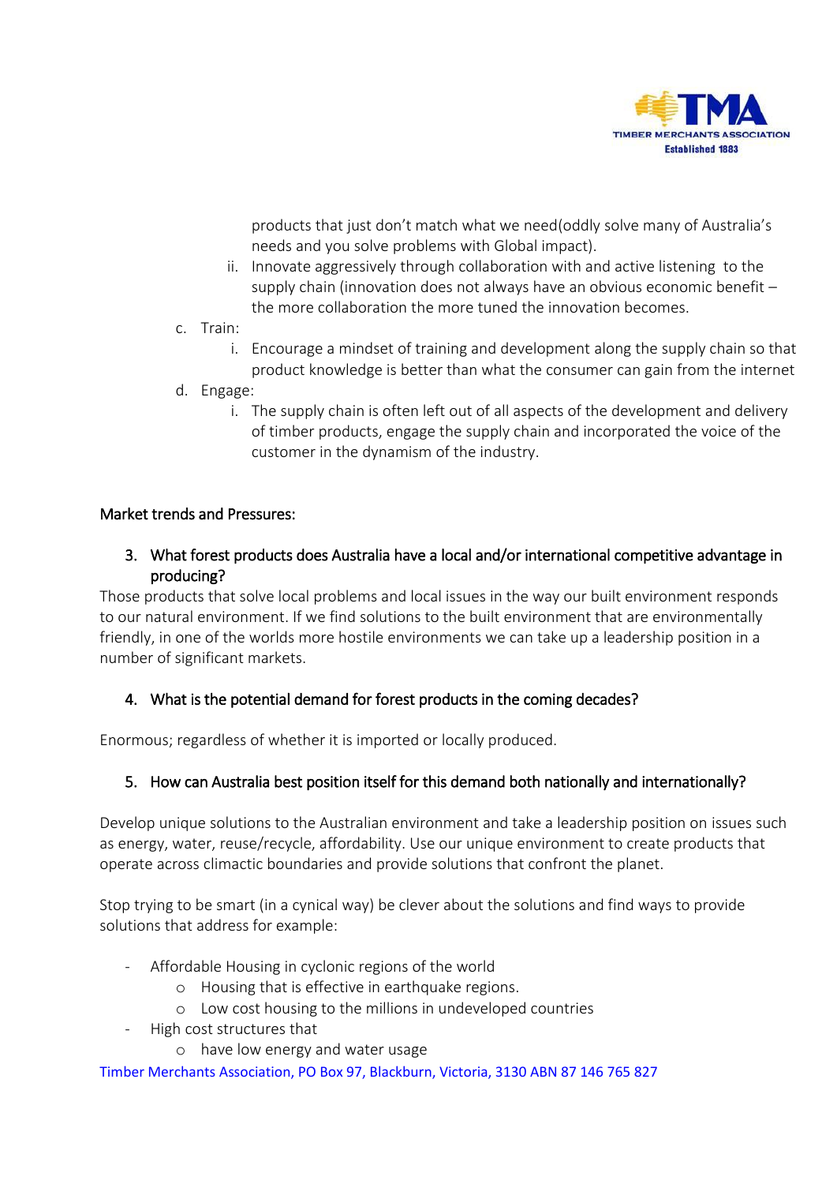products that just don't match what we need(oddly solve many of Australia's needs and you solve problems with Global impact).

   ii. Innovate aggressively through collaboration with and active listening to the supply chain (innovation does not always have an obvious economic benefit – the more collaboration the more tuned the innovation becomes.

c. Train:
   i. Encourage a mindset of training and development along the supply chain so that product knowledge is better than what the consumer can gain from the internet

d. Engage:
   i. The supply chain is often left out of all aspects of the development and delivery of timber products, engage the supply chain and incorporated the voice of the customer in the dynamism of the industry.

Market trends and Pressures:

3. What forest products does Australia have a local and/or international competitive advantage in producing?

Those products that solve local problems and local issues in the way our built environment responds to our natural environment. If we find solutions to the built environment that are environmentally friendly, in one of the worlds more hostile environments we can take up a leadership position in a number of significant markets.

4. What is the potential demand for forest products in the coming decades?

Enormous; regardless of whether it is imported or locally produced.

5. How can Australia best position itself for this demand both nationally and internationally?

Develop unique solutions to the Australian environment and take a leadership position on issues such as energy, water, reuse/recycle, affordability. Use our unique environment to create products that operate across climactic boundaries and provide solutions that confront the planet.

Stop trying to be smart (in a cynical way) be clever about the solutions and find ways to provide solutions that address for example:

- Affordable Housing in cyclonic regions of the world
  - Housing that is effective in earthquake regions.
  - Low cost housing to the millions in undeveloped countries
- High cost structures that
  - have low energy and water usage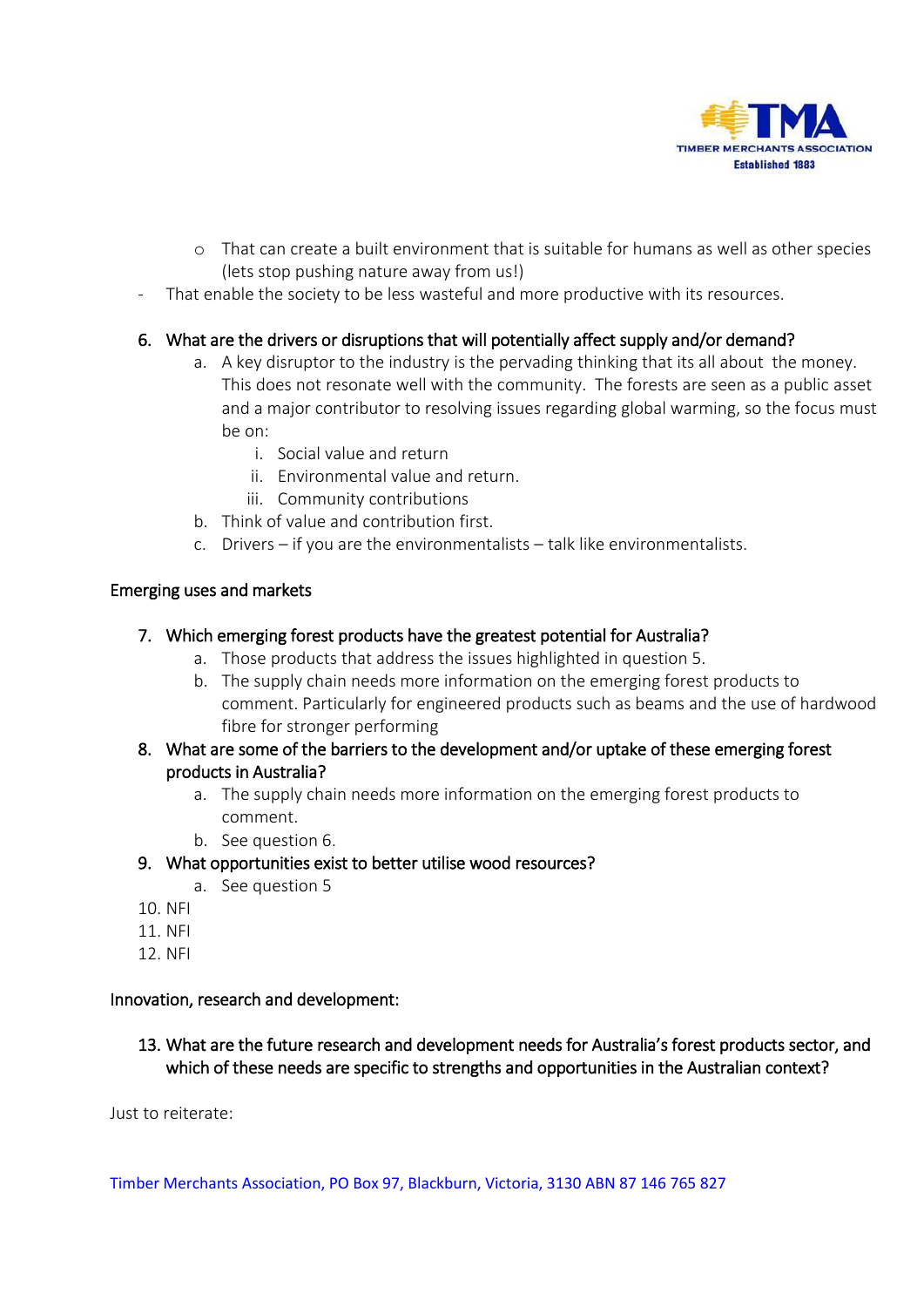- That can create a built environment that is suitable for humans as well as other species (lets stop pushing nature away from us!)
- That enable the society to be less wasteful and more productive with its resources.

6. **What are the drivers or disruptions that will potentially affect supply and/or demand?**
   a. A key disruptor to the industry is the pervading thinking that its all about the money. This does not resonate well with the community. The forests are seen as a public asset and a major contributor to resolving issues regarding global warming, so the focus must be on:
      i. Social value and return
      ii. Environmental value and return.
      iii. Community contributions
   b. Think of value and contribution first.
   c. Drivers – if you are the environmentalists – talk like environmentalists.

**Emerging uses and markets**

7. **Which emerging forest products have the greatest potential for Australia?**
   a. Those products that address the issues highlighted in question 5.
   b. The supply chain needs more information on the emerging forest products to comment. Particularly for engineered products such as beams and the use of hardwood fibre for stronger performing
8. **What are some of the barriers to the development and/or uptake of these emerging forest products in Australia?**
   a. The supply chain needs more information on the emerging forest products to comment.
   b. See question 6.
9. **What opportunities exist to better utilise wood resources?**
   a. See question 5
10. NFI
11. NFI
12. NFI

**Innovation, research and development:**

13. **What are the future research and development needs for Australia's forest products sector, and which of these needs are specific to strengths and opportunities in the Australian context?**

Just to reiterate: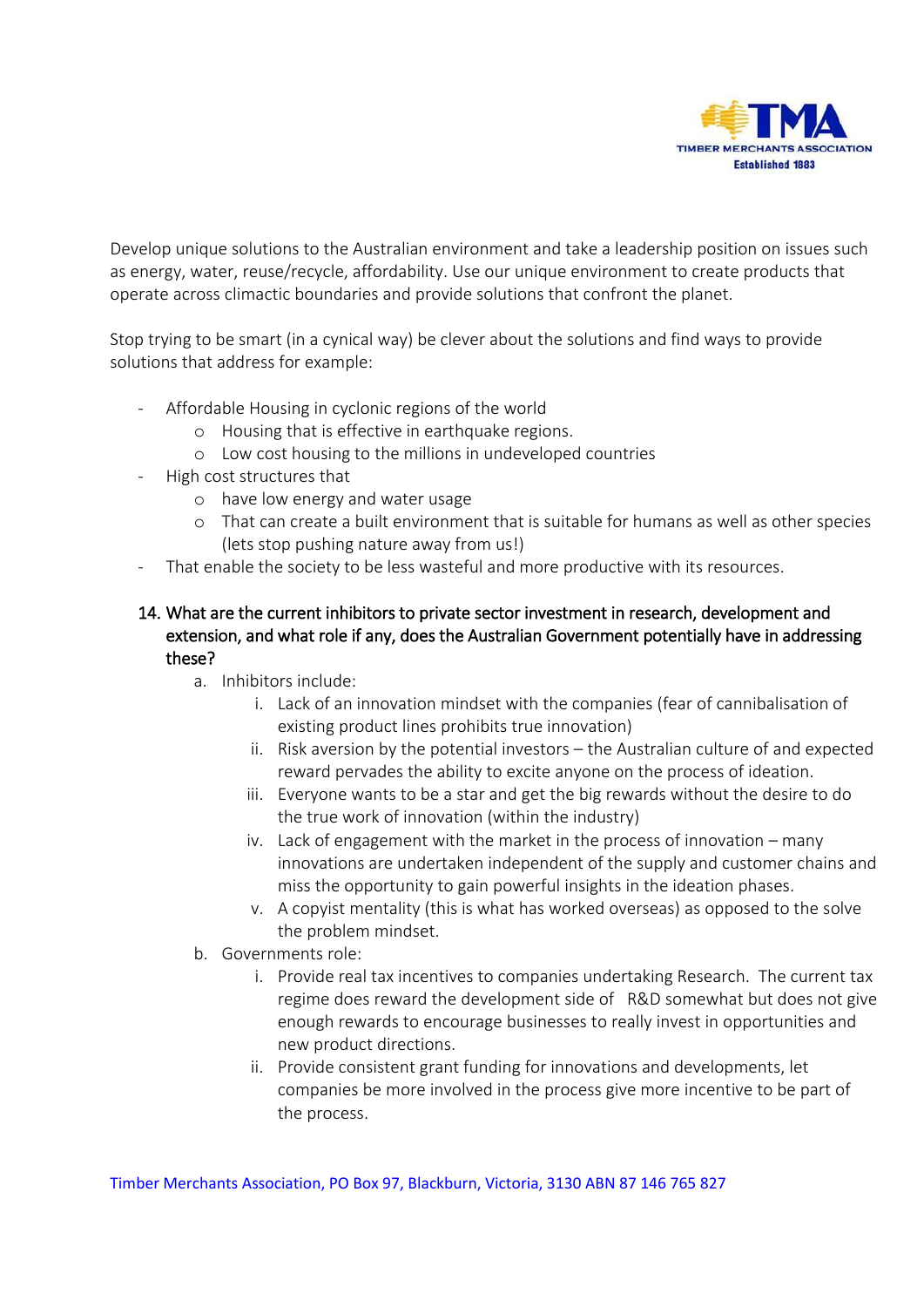Develop unique solutions to the Australian environment and take a leadership position on issues such as energy, water, reuse/recycle, affordability. Use our unique environment to create products that operate across climactic boundaries and provide solutions that confront the planet.

Stop trying to be smart (in a cynical way) be clever about the solutions and find ways to provide solutions that address for example:

- Affordable Housing in cyclonic regions of the world
  - Housing that is effective in earthquake regions.
  - Low cost housing to the millions in undeveloped countries
- High cost structures that
  - have low energy and water usage
  - That can create a built environment that is suitable for humans as well as other species (lets stop pushing nature away from us!)
- That enable the society to be less wasteful and more productive with its resources.

14. What are the current inhibitors to private sector investment in research, development and extension, and what role if any, does the Australian Government potentially have in addressing these?
    a. Inhibitors include:
        i. Lack of an innovation mindset with the companies (fear of cannibalisation of existing product lines prohibits true innovation)
        ii. Risk aversion by the potential investors – the Australian culture of and expected reward pervades the ability to excite anyone on the process of ideation.
        iii. Everyone wants to be a star and get the big rewards without the desire to do the true work of innovation (within the industry)
        iv. Lack of engagement with the market in the process of innovation – many innovations are undertaken independent of the supply and customer chains and miss the opportunity to gain powerful insights in the ideation phases.
        v. A copyist mentality (this is what has worked overseas) as opposed to the solve the problem mindset.
    b. Governments role:
        i. Provide real tax incentives to companies undertaking Research. The current tax regime does reward the development side of R&D somewhat but does not give enough rewards to encourage businesses to really invest in opportunities and new product directions.
        ii. Provide consistent grant funding for innovations and developments, let companies be more involved in the process give more incentive to be part of the process.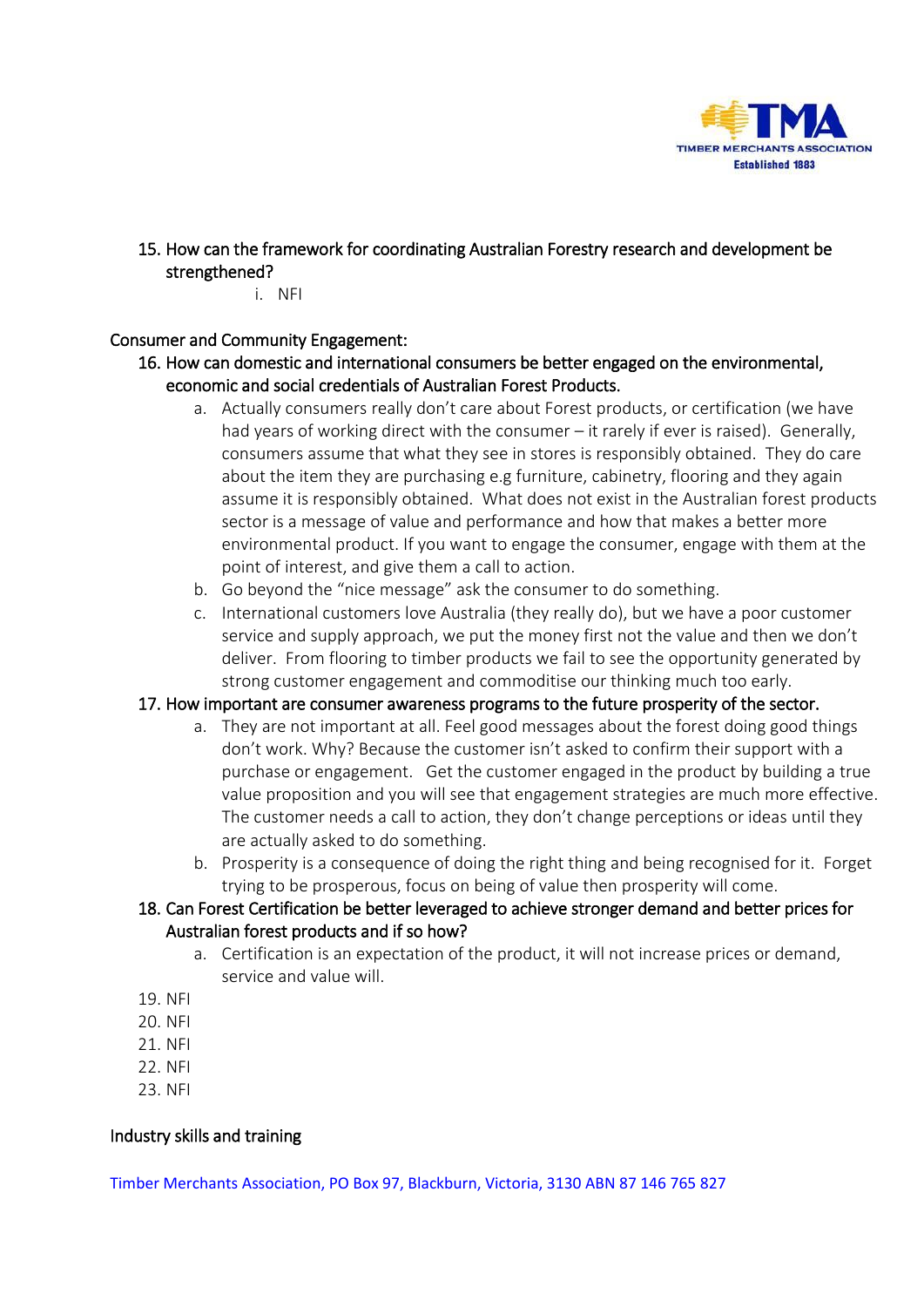15. How can the framework for coordinating Australian Forestry research and development be strengthened?
    i. NFI

Consumer and Community Engagement:

16. How can domestic and international consumers be better engaged on the environmental, economic and social credentials of Australian Forest Products.
    a. Actually consumers really don't care about Forest products, or certification (we have had years of working direct with the consumer – it rarely if ever is raised). Generally, consumers assume that what they see in stores is responsibly obtained. They do care about the item they are purchasing e.g furniture, cabinetry, flooring and they again assume it is responsibly obtained. What does not exist in the Australian forest products sector is a message of value and performance and how that makes a better more environmental product. If you want to engage the consumer, engage with them at the point of interest, and give them a call to action.
    b. Go beyond the "nice message" ask the consumer to do something.
    c. International customers love Australia (they really do), but we have a poor customer service and supply approach, we put the money first not the value and then we don't deliver. From flooring to timber products we fail to see the opportunity generated by strong customer engagement and commoditise our thinking much too early.
17. How important are consumer awareness programs to the future prosperity of the sector.
    a. They are not important at all. Feel good messages about the forest doing good things don't work. Why? Because the customer isn't asked to confirm their support with a purchase or engagement. Get the customer engaged in the product by building a true value proposition and you will see that engagement strategies are much more effective. The customer needs a call to action, they don't change perceptions or ideas until they are actually asked to do something.
    b. Prosperity is a consequence of doing the right thing and being recognised for it. Forget trying to be prosperous, focus on being of value then prosperity will come.
18. Can Forest Certification be better leveraged to achieve stronger demand and better prices for Australian forest products and if so how?
    a. Certification is an expectation of the product, it will not increase prices or demand, service and value will.
19. NFI
20. NFI
21. NFI
22. NFI
23. NFI

Industry skills and training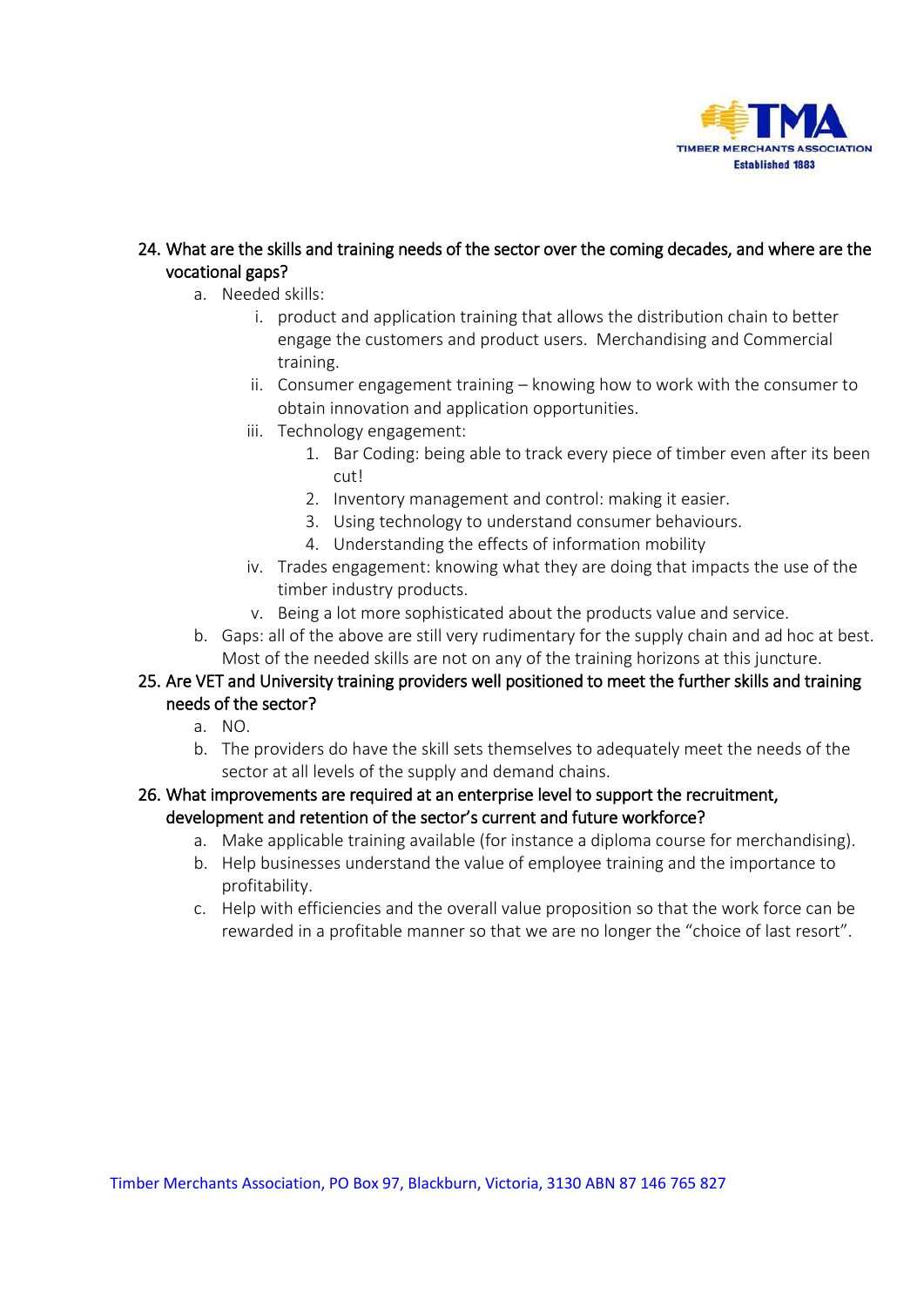24. What are the skills and training needs of the sector over the coming decades, and where are the vocational gaps?
    a. Needed skills:
        i. product and application training that allows the distribution chain to better engage the customers and product users. Merchandising and Commercial training.
        ii. Consumer engagement training – knowing how to work with the consumer to obtain innovation and application opportunities.
        iii. Technology engagement:
            1. Bar Coding: being able to track every piece of timber even after its been cut!
            2. Inventory management and control: making it easier.
            3. Using technology to understand consumer behaviours.
            4. Understanding the effects of information mobility
        iv. Trades engagement: knowing what they are doing that impacts the use of the timber industry products.
        v. Being a lot more sophisticated about the products value and service.
    b. Gaps: all of the above are still very rudimentary for the supply chain and ad hoc at best. Most of the needed skills are not on any of the training horizons at this juncture.
25. Are VET and University training providers well positioned to meet the further skills and training needs of the sector?
    a. NO.
    b. The providers do have the skill sets themselves to adequately meet the needs of the sector at all levels of the supply and demand chains.
26. What improvements are required at an enterprise level to support the recruitment, development and retention of the sector's current and future workforce?
    a. Make applicable training available (for instance a diploma course for merchandising).
    b. Help businesses understand the value of employee training and the importance to profitability.
    c. Help with efficiencies and the overall value proposition so that the work force can be rewarded in a profitable manner so that we are no longer the "choice of last resort".